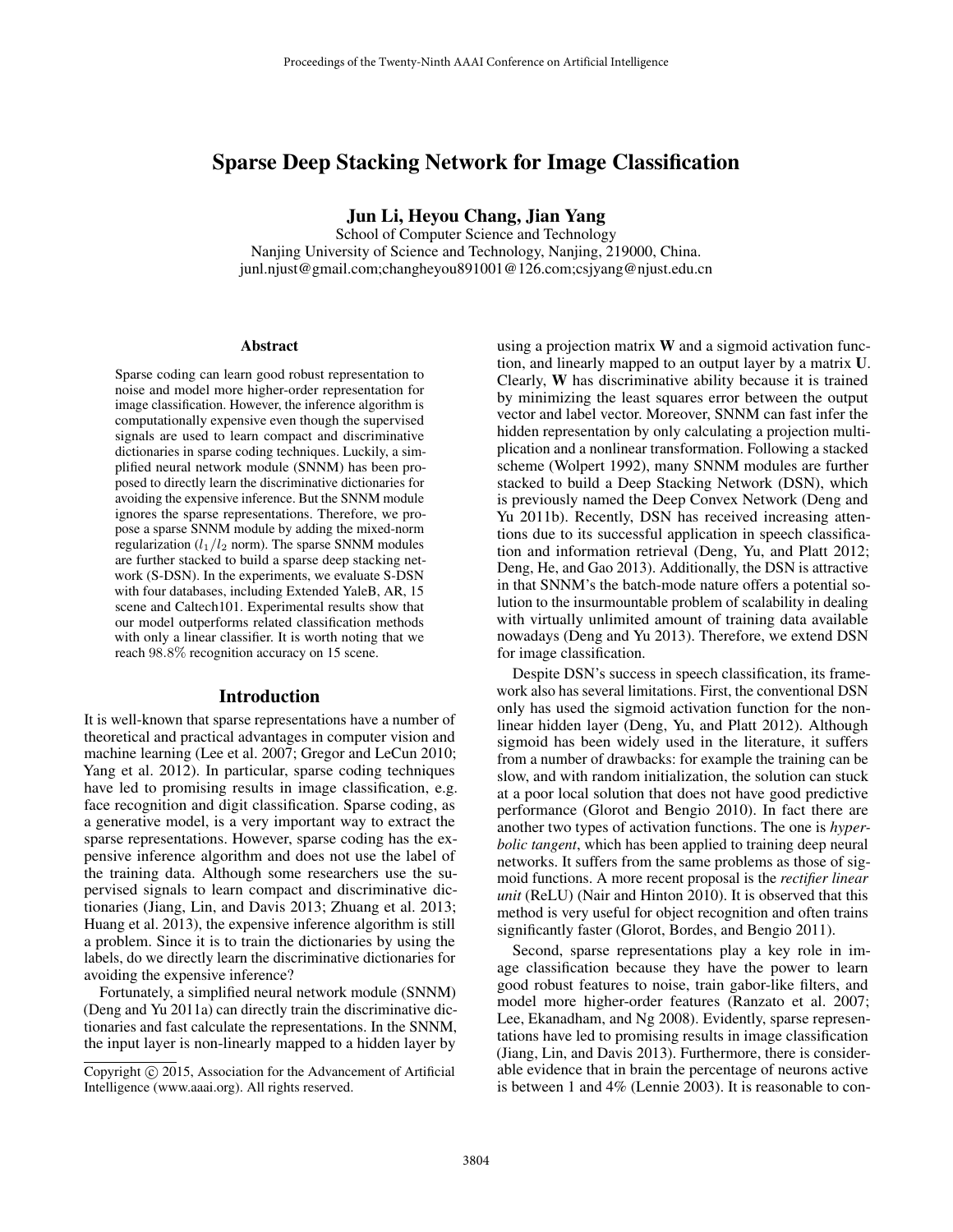# Sparse Deep Stacking Network for Image Classification

**Jun Li, Heyou Chang, Jian Yang**

School of Computer Science and Technology
Nanjing University of Science and Technology, Nanjing, 219000, China.
junl.njust@gmail.com;changheyou891001@126.com;csjyang@njust.edu.cn

### Abstract

Sparse coding can learn good robust representation to noise and model more higher-order representation for image classification. However, the inference algorithm is computationally expensive even though the supervised signals are used to learn compact and discriminative dictionaries in sparse coding techniques. Luckily, a simplified neural network module (SNNM) has been proposed to directly learn the discriminative dictionaries for avoiding the expensive inference. But the SNNM module ignores the sparse representations. Therefore, we propose a sparse SNNM module by adding the mixed-norm regularization ($l_1/l_2$ norm). The sparse SNNM modules are further stacked to build a sparse deep stacking network (S-DSN). In the experiments, we evaluate S-DSN with four databases, including Extended YaleB, AR, 15 scene and Caltech101. Experimental results show that our model outperforms related classification methods with only a linear classifier. It is worth noting that we reach 98.8% recognition accuracy on 15 scene.

## Introduction

It is well-known that sparse representations have a number of theoretical and practical advantages in computer vision and machine learning (Lee et al. 2007; Gregor and LeCun 2010; Yang et al. 2012). In particular, sparse coding techniques have led to promising results in image classification, e.g. face recognition and digit classification. Sparse coding, as a generative model, is a very important way to extract the sparse representations. However, sparse coding has the expensive inference algorithm and does not use the label of the training data. Although some researchers use the supervised signals to learn compact and discriminative dictionaries (Jiang, Lin, and Davis 2013; Zhuang et al. 2013; Huang et al. 2013), the expensive inference algorithm is still a problem. Since it is to train the dictionaries by using the labels, do we directly learn the discriminative dictionaries for avoiding the expensive inference?

Fortunately, a simplified neural network module (SNNM) (Deng and Yu 2011a) can directly train the discriminative dictionaries and fast calculate the representations. In the SNNM, the input layer is non-linearly mapped to a hidden layer by using a projection matrix **W** and a sigmoid activation function, and linearly mapped to an output layer by a matrix **U**. Clearly, **W** has discriminative ability because it is trained by minimizing the least squares error between the output vector and label vector. Moreover, SNNM can fast infer the hidden representation by only calculating a projection multiplication and a nonlinear transformation. Following a stacked scheme (Wolpert 1992), many SNNM modules are further stacked to build a Deep Stacking Network (DSN), which is previously named the Deep Convex Network (Deng and Yu 2011b). Recently, DSN has received increasing attentions due to its successful application in speech classification and information retrieval (Deng, Yu, and Platt 2012; Deng, He, and Gao 2013). Additionally, the DSN is attractive in that SNNM's the batch-mode nature offers a potential solution to the insurmountable problem of scalability in dealing with virtually unlimited amount of training data available nowadays (Deng and Yu 2013). Therefore, we extend DSN for image classification.

Despite DSN's success in speech classification, its framework also has several limitations. First, the conventional DSN only has used the sigmoid activation function for the nonlinear hidden layer (Deng, Yu, and Platt 2012). Although sigmoid has been widely used in the literature, it suffers from a number of drawbacks: for example the training can be slow, and with random initialization, the solution can stuck at a poor local solution that does not have good predictive performance (Glorot and Bengio 2010). In fact there are another two types of activation functions. The one is *hyperbolic tangent*, which has been applied to training deep neural networks. It suffers from the same problems as those of sigmoid functions. A more recent proposal is the *rectifier linear unit* (ReLU) (Nair and Hinton 2010). It is observed that this method is very useful for object recognition and often trains significantly faster (Glorot, Bordes, and Bengio 2011).

Second, sparse representations play a key role in image classification because they have the power to learn good robust features to noise, train gabor-like filters, and model more higher-order features (Ranzato et al. 2007; Lee, Ekanadham, and Ng 2008). Evidently, sparse representations have led to promising results in image classification (Jiang, Lin, and Davis 2013). Furthermore, there is considerable evidence that in brain the percentage of neurons active is between 1 and 4% (Lennie 2003). It is reasonable to con-

Copyright © 2015, Association for the Advancement of Artificial Intelligence (www.aaai.org). All rights reserved.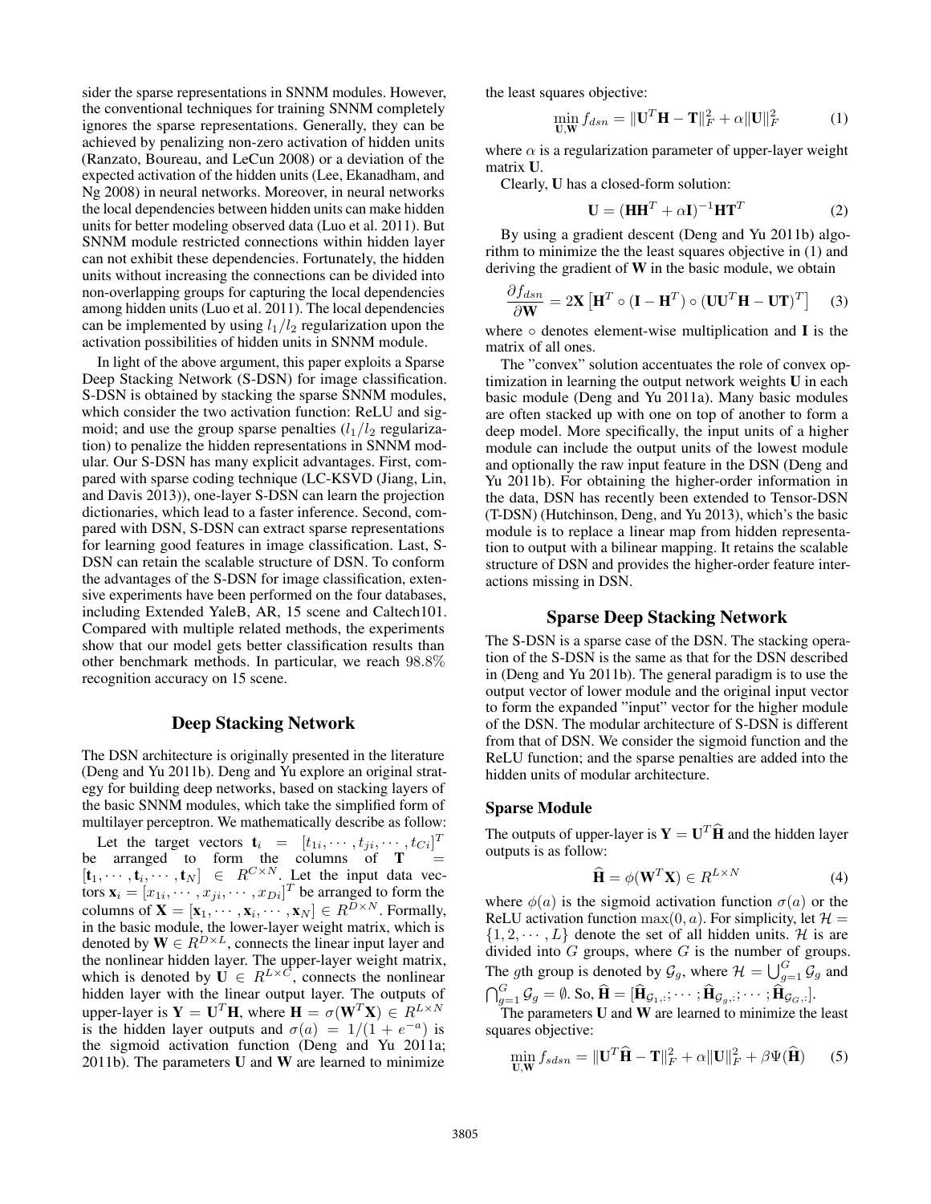sider the sparse representations in SNNM modules. However, the conventional techniques for training SNNM completely ignores the sparse representations. Generally, they can be achieved by penalizing non-zero activation of hidden units (Ranzato, Boureau, and LeCun 2008) or a deviation of the expected activation of the hidden units (Lee, Ekanadham, and Ng 2008) in neural networks. Moreover, in neural networks the local dependencies between hidden units can make hidden units for better modeling observed data (Luo et al. 2011). But SNNM module restricted connections within hidden layer can not exhibit these dependencies. Fortunately, the hidden units without increasing the connections can be divided into non-overlapping groups for capturing the local dependencies among hidden units (Luo et al. 2011). The local dependencies can be implemented by using $l_1/l_2$ regularization upon the activation possibilities of hidden units in SNNM module.

In light of the above argument, this paper exploits a Sparse Deep Stacking Network (S-DSN) for image classification. S-DSN is obtained by stacking the sparse SNNM modules, which consider the two activation function: ReLU and sigmoid; and use the group sparse penalties ($l_1/l_2$ regularization) to penalize the hidden representations in SNNM modular. Our S-DSN has many explicit advantages. First, compared with sparse coding technique (LC-KSVD (Jiang, Lin, and Davis 2013)), one-layer S-DSN can learn the projection dictionaries, which lead to a faster inference. Second, compared with DSN, S-DSN can extract sparse representations for learning good features in image classification. Last, S-DSN can retain the scalable structure of DSN. To conform the advantages of the S-DSN for image classification, extensive experiments have been performed on the four databases, including Extended YaleB, AR, 15 scene and Caltech101. Compared with multiple related methods, the experiments show that our model gets better classification results than other benchmark methods. In particular, we reach $98.8\%$ recognition accuracy on 15 scene.

## Deep Stacking Network

The DSN architecture is originally presented in the literature (Deng and Yu 2011b). Deng and Yu explore an original strategy for building deep networks, based on stacking layers of the basic SNNM modules, which take the simplified form of multilayer perceptron. We mathematically describe as follow:

Let the target vectors $\mathbf{t}_i = [t_{1i}, \cdots, t_{ji}, \cdots, t_{Ci}]^T$ be arranged to form the columns of $\mathbf{T} = [\mathbf{t}_1, \cdots, \mathbf{t}_i, \cdots, \mathbf{t}_N] \in R^{C \times N}$. Let the input data vectors $\mathbf{x}_i = [x_{1i}, \cdots, x_{ji}, \cdots, x_{Di}]^T$ be arranged to form the columns of $\mathbf{X} = [\mathbf{x}_1, \cdots, \mathbf{x}_i, \cdots, \mathbf{x}_N] \in R^{D \times N}$. Formally, in the basic module, the lower-layer weight matrix, which is denoted by $\mathbf{W} \in R^{D \times L}$, connects the linear input layer and the nonlinear hidden layer. The upper-layer weight matrix, which is denoted by $\mathbf{U} \in R^{L \times C}$, connects the nonlinear hidden layer with the linear output layer. The outputs of upper-layer is $\mathbf{Y} = \mathbf{U}^T \mathbf{H}$, where $\mathbf{H} = \sigma(\mathbf{W}^T \mathbf{X}) \in R^{L \times N}$ is the hidden layer outputs and $\sigma(a) = 1/(1 + e^{-a})$ is the sigmoid activation function (Deng and Yu 2011a; 2011b). The parameters $\mathbf{U}$ and $\mathbf{W}$ are learned to minimize the least squares objective:

$$\min_{\mathbf{U},\mathbf{W}} f_{dsn} = \|\mathbf{U}^T \mathbf{H} - \mathbf{T}\|_F^2 + \alpha \|\mathbf{U}\|_F^2 \tag{1}$$

where $\alpha$ is a regularization parameter of upper-layer weight matrix $\mathbf{U}$.

Clearly, $\mathbf{U}$ has a closed-form solution:

$$\mathbf{U} = (\mathbf{H}\mathbf{H}^T + \alpha \mathbf{I})^{-1} \mathbf{H} \mathbf{T}^T \tag{2}$$

By using a gradient descent (Deng and Yu 2011b) algorithm to minimize the the least squares objective in (1) and deriving the gradient of $\mathbf{W}$ in the basic module, we obtain

$$\frac{\partial f_{dsn}}{\partial \mathbf{W}} = 2\mathbf{X}\left[\mathbf{H}^T \circ (\mathbf{I} - \mathbf{H}^T) \circ (\mathbf{U}\mathbf{U}^T \mathbf{H} - \mathbf{U}\mathbf{T})^T\right] \tag{3}$$

where $\circ$ denotes element-wise multiplication and $\mathbf{I}$ is the matrix of all ones.

The "convex" solution accentuates the role of convex optimization in learning the output network weights $\mathbf{U}$ in each basic module (Deng and Yu 2011a). Many basic modules are often stacked up with one on top of another to form a deep model. More specifically, the input units of a higher module can include the output units of the lowest module and optionally the raw input feature in the DSN (Deng and Yu 2011b). For obtaining the higher-order information in the data, DSN has recently been extended to Tensor-DSN (T-DSN) (Hutchinson, Deng, and Yu 2013), which's the basic module is to replace a linear map from hidden representation to output with a bilinear mapping. It retains the scalable structure of DSN and provides the higher-order feature interactions missing in DSN.

## Sparse Deep Stacking Network

The S-DSN is a sparse case of the DSN. The stacking operation of the S-DSN is the same as that for the DSN described in (Deng and Yu 2011b). The general paradigm is to use the output vector of lower module and the original input vector to form the expanded "input" vector for the higher module of the DSN. The modular architecture of S-DSN is different from that of DSN. We consider the sigmoid function and the ReLU function; and the sparse penalties are added into the hidden units of modular architecture.

### Sparse Module

The outputs of upper-layer is $\mathbf{Y} = \mathbf{U}^T \widehat{\mathbf{H}}$ and the hidden layer outputs is as follow:

$$\widehat{\mathbf{H}} = \phi(\mathbf{W}^T \mathbf{X}) \in R^{L \times N} \tag{4}$$

where $\phi(a)$ is the sigmoid activation function $\sigma(a)$ or the ReLU activation function $\max(0, a)$. For simplicity, let $\mathcal{H} = \{1, 2, \cdots, L\}$ denote the set of all hidden units. $\mathcal{H}$ is are divided into $G$ groups, where $G$ is the number of groups. The $g$th group is denoted by $\mathcal{G}_g$, where $\mathcal{H} = \bigcup_{g=1}^{G} \mathcal{G}_g$ and $\bigcap_{g=1}^{G} \mathcal{G}_g = \emptyset$. So, $\widehat{\mathbf{H}} = [\widehat{\mathbf{H}}_{\mathcal{G}_1,:}; \cdots; \widehat{\mathbf{H}}_{\mathcal{G}_g,:}; \cdots; \widehat{\mathbf{H}}_{\mathcal{G}_G,:}]$.

The parameters $\mathbf{U}$ and $\mathbf{W}$ are learned to minimize the least squares objective:

$$\min_{\mathbf{U},\mathbf{W}} f_{sdsn} = \|\mathbf{U}^T \widehat{\mathbf{H}} - \mathbf{T}\|_F^2 + \alpha \|\mathbf{U}\|_F^2 + \beta \Psi(\widehat{\mathbf{H}}) \tag{5}$$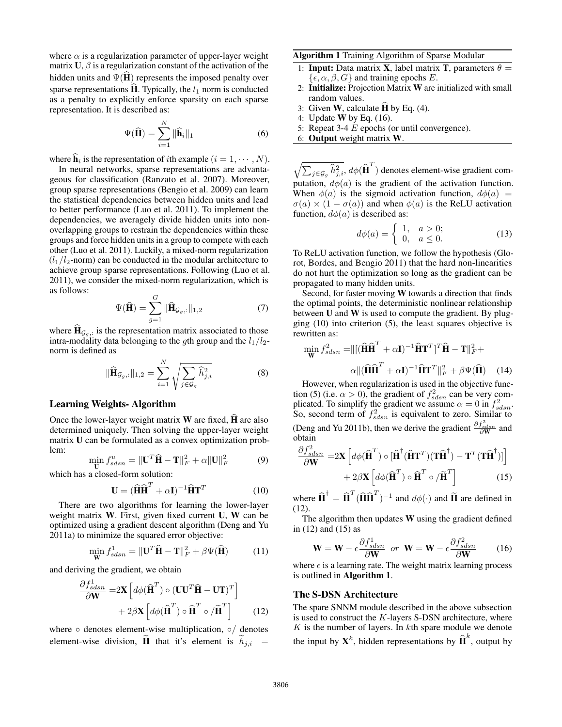where $\alpha$ is a regularization parameter of upper-layer weight matrix $\mathbf{U}$, $\beta$ is a regularization constant of the activation of the hidden units and $\Psi(\widehat{\mathbf{H}})$ represents the imposed penalty over sparse representations $\widehat{\mathbf{H}}$. Typically, the $l_1$ norm is conducted as a penalty to explicitly enforce sparsity on each sparse representation. It is described as:

$$\Psi(\widehat{\mathbf{H}}) = \sum_{i=1}^{N} \|\widehat{\mathbf{h}}_i\|_1 \tag{6}$$

where $\widehat{\mathbf{h}}_i$ is the representation of $i$th example $(i = 1, \cdots, N)$.

In neural networks, sparse representations are advantageous for classification (Ranzato et al. 2007). Moreover, group sparse representations (Bengio et al. 2009) can learn the statistical dependencies between hidden units and lead to better performance (Luo et al. 2011). To implement the dependencies, we averagely divide hidden units into non-overlapping groups to restrain the dependencies within these groups and force hidden units in a group to compete with each other (Luo et al. 2011). Luckily, a mixed-norm regularization ($l_1/l_2$-norm) can be conducted in the modular architecture to achieve group sparse representations. Following (Luo et al. 2011), we consider the mixed-norm regularization, which is as follows:

$$\Psi(\widehat{\mathbf{H}}) = \sum_{g=1}^{G} \|\widehat{\mathbf{H}}_{\mathcal{G}_g,:}\|_{1,2} \tag{7}$$

where $\widehat{\mathbf{H}}_{\mathcal{G}_g,:}$ is the representation matrix associated to those intra-modality data belonging to the $g$th group and the $l_1/l_2$-norm is defined as

$$\|\widehat{\mathbf{H}}_{\mathcal{G}_g,:}\|_{1,2} = \sum_{i=1}^{N} \sqrt{\sum_{j \in \mathcal{G}_g} \widehat{h}_{j,i}^2} \tag{8}$$

### Learning Weights- Algorithm

Once the lower-layer weight matrix $\mathbf{W}$ are fixed, $\widehat{\mathbf{H}}$ are also determined uniquely. Then solving the upper-layer weight matrix $\mathbf{U}$ can be formulated as a convex optimization problem:

$$\min_{\mathbf{U}} f_{sdsn}^{u} = \|\mathbf{U}^T \widehat{\mathbf{H}} - \mathbf{T}\|_F^2 + \alpha \|\mathbf{U}\|_F^2 \tag{9}$$

which has a closed-form solution:

$$\mathbf{U} = (\widehat{\mathbf{H}}\widehat{\mathbf{H}}^T + \alpha \mathbf{I})^{-1} \widehat{\mathbf{H}} \mathbf{T}^T \tag{10}$$

There are two algorithms for learning the lower-layer weight matrix $\mathbf{W}$. First, given fixed current $\mathbf{U}$, $\mathbf{W}$ can be optimized using a gradient descent algorithm (Deng and Yu 2011a) to minimize the squared error objective:

$$\min_{\mathbf{W}} f_{sdsn}^{1} = \|\mathbf{U}^T \widehat{\mathbf{H}} - \mathbf{T}\|_F^2 + \beta \Psi(\widehat{\mathbf{H}}) \tag{11}$$

and deriving the gradient, we obtain

$$\begin{aligned}\frac{\partial f_{sdsn}^{1}}{\partial \mathbf{W}} =& 2\mathbf{X}\left[d\phi(\widehat{\mathbf{H}}^T) \circ (\mathbf{U}\mathbf{U}^T\widehat{\mathbf{H}} - \mathbf{U}\mathbf{T})^T\right] \\ &+ 2\beta \mathbf{X}\left[d\phi(\widehat{\mathbf{H}}^T) \circ \widehat{\mathbf{H}}^T \circ / \widetilde{\mathbf{H}}^T\right]\end{aligned} \tag{12}$$

where $\circ$ denotes element-wise multiplication, $\circ/$ denotes element-wise division, $\widetilde{\mathbf{H}}$ that it's element is $\widetilde{h}_{j,i} = \sqrt{\sum_{j \in \mathcal{G}_g} \widehat{h}_{j,i}^2}$, $d\phi(\widehat{\mathbf{H}}^T)$ denotes element-wise gradient computation, $d\phi(a)$ is the gradient of the activation function. When $\phi(a)$ is the sigmoid activation function, $d\phi(a) = \sigma(a) \times (1 - \sigma(a))$ and when $\phi(a)$ is the ReLU activation function, $d\phi(a)$ is described as:

$$d\phi(a) = \begin{cases} 1, & a > 0; \\ 0, & a \leq 0. \end{cases} \tag{13}$$

To ReLU activation function, we follow the hypothesis (Glorot, Bordes, and Bengio 2011) that the hard non-linearities do not hurt the optimization so long as the gradient can be propagated to many hidden units.

Second, for faster moving $\mathbf{W}$ towards a direction that finds the optimal points, the deterministic nonlinear relationship between $\mathbf{U}$ and $\mathbf{W}$ is used to compute the gradient. By plugging (10) into criterion (5), the least squares objective is rewritten as:

$$\begin{aligned}\min_{\mathbf{W}} f_{sdsn}^{2} =& \|[(\widehat{\mathbf{H}}\widehat{\mathbf{H}}^T + \alpha\mathbf{I})^{-1}\widehat{\mathbf{H}}\mathbf{T}^T]^T\widehat{\mathbf{H}} - \mathbf{T}\|_F^2 + \\ & \alpha\|(\widehat{\mathbf{H}}\widehat{\mathbf{H}}^T + \alpha\mathbf{I})^{-1}\widehat{\mathbf{H}}\mathbf{T}^T\|_F^2 + \beta\Psi(\widehat{\mathbf{H}})\end{aligned} \tag{14}$$

However, when regularization is used in the objective function (5) (i.e. $\alpha > 0$), the gradient of $f_{sdsn}^2$ can be very complicated. To simplify the gradient we assume $\alpha = 0$ in $f_{sdsn}^2$. So, second term of $f_{sdsn}^2$ is equivalent to zero. Similar to (Deng and Yu 2011b), then we derive the gradient $\frac{\partial f_{sdsn}^2}{\partial \mathbf{W}}$ and obtain

$$\begin{aligned}\frac{\partial f_{sdsn}^{2}}{\partial \mathbf{W}} =& 2\mathbf{X}\left[d\phi(\widehat{\mathbf{H}}^T) \circ [\widehat{\mathbf{H}}^{\dagger}(\widehat{\mathbf{H}}\mathbf{T}^T)(\mathbf{T}\widehat{\mathbf{H}}^{\dagger}) - \mathbf{T}^T(\mathbf{T}\widehat{\mathbf{H}}^{\dagger})]\right] \\ &+ 2\beta\mathbf{X}\left[d\phi(\widehat{\mathbf{H}}^T) \circ \widehat{\mathbf{H}}^T \circ / \widetilde{\mathbf{H}}^T\right]\end{aligned} \tag{15}$$

where $\widehat{\mathbf{H}}^{\dagger} = \widehat{\mathbf{H}}^T(\widehat{\mathbf{H}}\widehat{\mathbf{H}}^T)^{-1}$ and $d\phi(\cdot)$ and $\widetilde{\mathbf{H}}$ are defined in (12).

The algorithm then updates $\mathbf{W}$ using the gradient defined in (12) and (15) as

$$\mathbf{W} = \mathbf{W} - \epsilon\frac{\partial f_{sdsn}^{1}}{\partial \mathbf{W}} \;\; or \;\; \mathbf{W} = \mathbf{W} - \epsilon\frac{\partial f_{sdsn}^{2}}{\partial \mathbf{W}} \tag{16}$$

where $\epsilon$ is a learning rate. The weight matrix learning process is outlined in **Algorithm 1**.

**Algorithm 1** Training Algorithm of Sparse Modular

1: **Input:** Data matrix $\mathbf{X}$, label matrix $\mathbf{T}$, parameters $\theta = \{\epsilon, \alpha, \beta, G\}$ and training epochs $E$.
2: **Initialize:** Projection Matrix $\mathbf{W}$ are initialized with small random values.
3: Given $\mathbf{W}$, calculate $\widehat{\mathbf{H}}$ by Eq. (4).
4: Update $\mathbf{W}$ by Eq. (16).
5: Repeat 3-4 $E$ epochs (or until convergence).
6: **Output** weight matrix $\mathbf{W}$.

### The S-DSN Architecture

The spare SNNM module described in the above subsection is used to construct the $K$-layers S-DSN architecture, where $K$ is the number of layers. In $k$th spare module we denote the input by $\mathbf{X}^k$, hidden representations by $\widehat{\mathbf{H}}^k$, output by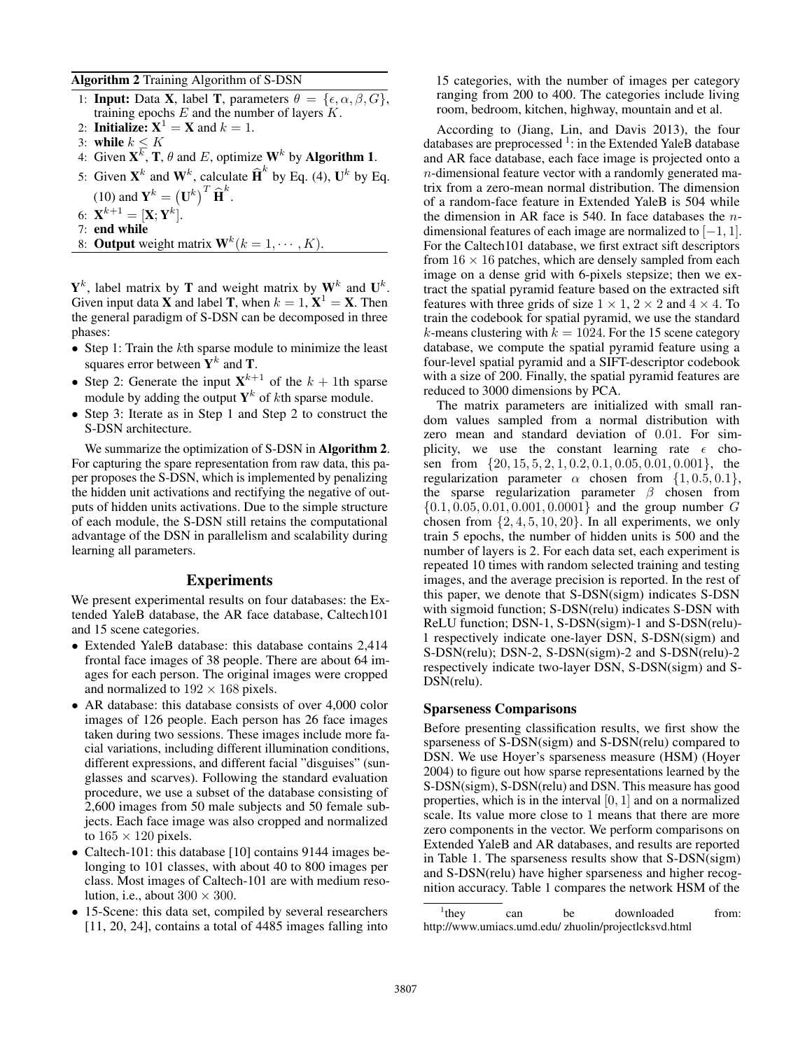**Algorithm 2** Training Algorithm of S-DSN

1: **Input:** Data $\mathbf{X}$, label $\mathbf{T}$, parameters $\theta = \{\epsilon, \alpha, \beta, G\}$, training epochs $E$ and the number of layers $K$.
2: **Initialize:** $\mathbf{X}^1 = \mathbf{X}$ and $k = 1$.
3: **while** $k \leq K$
4: Given $\mathbf{X}^k$, $\mathbf{T}$, $\theta$ and $E$, optimize $\mathbf{W}^k$ by **Algorithm 1**.
5: Given $\mathbf{X}^k$ and $\mathbf{W}^k$, calculate $\widehat{\mathbf{H}}^k$ by Eq. (4), $\mathbf{U}^k$ by Eq. (10) and $\mathbf{Y}^k = \left(\mathbf{U}^k\right)^T \widehat{\mathbf{H}}^k$.
6: $\mathbf{X}^{k+1} = [\mathbf{X}; \mathbf{Y}^k]$.
7: **end while**
8: **Output** weight matrix $\mathbf{W}^k (k = 1, \cdots, K)$.

$\mathbf{Y}^k$, label matrix by $\mathbf{T}$ and weight matrix by $\mathbf{W}^k$ and $\mathbf{U}^k$. Given input data $\mathbf{X}$ and label $\mathbf{T}$, when $k = 1$, $\mathbf{X}^1 = \mathbf{X}$. Then the general paradigm of S-DSN can be decomposed in three phases:

- Step 1: Train the $k$th sparse module to minimize the least squares error between $\mathbf{Y}^k$ and $\mathbf{T}$.
- Step 2: Generate the input $\mathbf{X}^{k+1}$ of the $k + 1$th sparse module by adding the output $\mathbf{Y}^k$ of $k$th sparse module.
- Step 3: Iterate as in Step 1 and Step 2 to construct the S-DSN architecture.

We summarize the optimization of S-DSN in **Algorithm 2**. For capturing the spare representation from raw data, this paper proposes the S-DSN, which is implemented by penalizing the hidden unit activations and rectifying the negative of outputs of hidden units activations. Due to the simple structure of each module, the S-DSN still retains the computational advantage of the DSN in parallelism and scalability during learning all parameters.

## Experiments

We present experimental results on four databases: the Extended YaleB database, the AR face database, Caltech101 and 15 scene categories.

- Extended YaleB database: this database contains 2,414 frontal face images of 38 people. There are about 64 images for each person. The original images were cropped and normalized to $192 \times 168$ pixels.
- AR database: this database consists of over 4,000 color images of 126 people. Each person has 26 face images taken during two sessions. These images include more facial variations, including different illumination conditions, different expressions, and different facial "disguises" (sunglasses and scarves). Following the standard evaluation procedure, we use a subset of the database consisting of 2,600 images from 50 male subjects and 50 female subjects. Each face image was also cropped and normalized to $165 \times 120$ pixels.
- Caltech-101: this database [10] contains 9144 images belonging to 101 classes, with about 40 to 800 images per class. Most images of Caltech-101 are with medium resolution, i.e., about $300 \times 300$.
- 15-Scene: this data set, compiled by several researchers [11, 20, 24], contains a total of 4485 images falling into 15 categories, with the number of images per category ranging from 200 to 400. The categories include living room, bedroom, kitchen, highway, mountain and et al.

According to (Jiang, Lin, and Davis 2013), the four databases are preprocessed [1]: in the Extended YaleB database and AR face database, each face image is projected onto a $n$-dimensional feature vector with a randomly generated matrix from a zero-mean normal distribution. The dimension of a random-face feature in Extended YaleB is 504 while the dimension in AR face is 540. In face databases the $n$-dimensional features of each image are normalized to $[-1, 1]$. For the Caltech101 database, we first extract sift descriptors from $16 \times 16$ patches, which are densely sampled from each image on a dense grid with 6-pixels stepsize; then we extract the spatial pyramid feature based on the extracted sift features with three grids of size $1 \times 1$, $2 \times 2$ and $4 \times 4$. To train the codebook for spatial pyramid, we use the standard $k$-means clustering with $k = 1024$. For the 15 scene category database, we compute the spatial pyramid feature using a four-level spatial pyramid and a SIFT-descriptor codebook with a size of 200. Finally, the spatial pyramid features are reduced to 3000 dimensions by PCA.

The matrix parameters are initialized with small random values sampled from a normal distribution with zero mean and standard deviation of 0.01. For simplicity, we use the constant learning rate $\epsilon$ chosen from $\{20, 15, 5, 2, 1, 0.2, 0.1, 0.05, 0.01, 0.001\}$, the regularization parameter $\alpha$ chosen from $\{1, 0.5, 0.1\}$, the sparse regularization parameter $\beta$ chosen from $\{0.1, 0.05, 0.01, 0.001, 0.0001\}$ and the group number $G$ chosen from $\{2, 4, 5, 10, 20\}$. In all experiments, we only train 5 epochs, the number of hidden units is 500 and the number of layers is 2. For each data set, each experiment is repeated 10 times with random selected training and testing images, and the average precision is reported. In the rest of this paper, we denote that S-DSN(sigm) indicates S-DSN with sigmoid function; S-DSN(relu) indicates S-DSN with ReLU function; DSN-1, S-DSN(sigm)-1 and S-DSN(relu)-1 respectively indicate one-layer DSN, S-DSN(sigm) and S-DSN(relu); DSN-2, S-DSN(sigm)-2 and S-DSN(relu)-2 respectively indicate two-layer DSN, S-DSN(sigm) and S-DSN(relu).

### Sparseness Comparisons

Before presenting classification results, we first show the sparseness of S-DSN(sigm) and S-DSN(relu) compared to DSN. We use Hoyer's sparseness measure (HSM) (Hoyer 2004) to figure out how sparse representations learned by the S-DSN(sigm), S-DSN(relu) and DSN. This measure has good properties, which is in the interval $[0, 1]$ and on a normalized scale. Its value more close to 1 means that there are more zero components in the vector. We perform comparisons on Extended YaleB and AR databases, and results are reported in Table 1. The sparseness results show that S-DSN(sigm) and S-DSN(relu) have higher sparseness and higher recognition accuracy. Table 1 compares the network HSM of the

[1] they can be downloaded from: http://www.umiacs.umd.edu/ zhuolin/projectlcksvd.html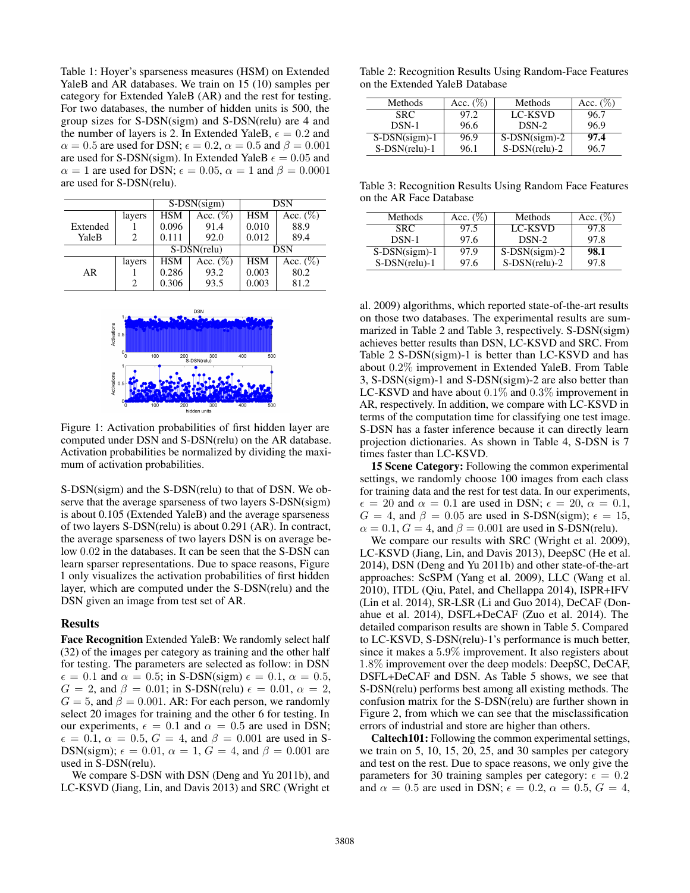Table 1: Hoyer's sparseness measures (HSM) on Extended YaleB and AR databases. We train on 15 (10) samples per category for Extended YaleB (AR) and the rest for testing. For two databases, the number of hidden units is 500, the group sizes for S-DSN(sigm) and S-DSN(relu) are 4 and the number of layers is 2. In Extended YaleB, $\epsilon = 0.2$ and $\alpha = 0.5$ are used for DSN; $\epsilon = 0.2$, $\alpha = 0.5$ and $\beta = 0.001$ are used for S-DSN(sigm). In Extended YaleB $\epsilon = 0.05$ and $\alpha = 1$ are used for DSN; $\epsilon = 0.05$, $\alpha = 1$ and $\beta = 0.0001$ are used for S-DSN(relu).

| | | S-DSN(sigm) | | DSN | |
|---|---|---|---|---|---|
| | layers | HSM | Acc. (%) | HSM | Acc. (%) |
| Extended YaleB | 1 | 0.096 | 91.4 | 0.010 | 88.9 |
| | 2 | 0.111 | 92.0 | 0.012 | 89.4 |
| | | S-DSN(relu) | | DSN | |
| | layers | HSM | Acc. (%) | HSM | Acc. (%) |
| AR | 1 | 0.286 | 93.2 | 0.003 | 80.2 |
| | 2 | 0.306 | 93.5 | 0.003 | 81.2 |

Figure 1: Activation probabilities of first hidden layer are computed under DSN and S-DSN(relu) on the AR database. Activation probabilities will be normalized by dividing the maximum of activation probabilities.

S-DSN(sigm) and the S-DSN(relu) to that of DSN. We observe that the average sparseness of two layers S-DSN(sigm) is about 0.105 (Extended YaleB) and the average sparseness of two layers S-DSN(relu) is about 0.291 (AR). In contrast, the average sparseness of two layers DSN is on average below 0.02 in the databases. It can be seen that the S-DSN can learn sparser representations. Due to space reasons, Figure 1 only visualizes the activation probabilities of first hidden layer, which are computed under the S-DSN(relu) and the DSN given an image from test set of AR.

## Results

**Face Recognition** Extended YaleB: We randomly select half (32) of the images per category as training and the other half for testing. The parameters are selected as follow: in DSN $\epsilon = 0.1$ and $\alpha = 0.5$; in S-DSN(sigm) $\epsilon = 0.1$, $\alpha = 0.5$, $G = 2$, and $\beta = 0.01$; in S-DSN(relu) $\epsilon = 0.01$, $\alpha = 2$, $G = 5$, and $\beta = 0.001$. AR: For each person, we randomly select 20 images for training and the other 6 for testing. In our experiments, $\epsilon = 0.1$ and $\alpha = 0.5$ are used in DSN; $\epsilon = 0.1$, $\alpha = 0.5$, $G = 4$, and $\beta = 0.001$ are used in S-DSN(sigm); $\epsilon = 0.01$, $\alpha = 1$, $G = 4$, and $\beta = 0.001$ are used in S-DSN(relu).

We compare S-DSN with DSN (Deng and Yu 2011b), and LC-KSVD (Jiang, Lin, and Davis 2013) and SRC (Wright et al. 2009) algorithms, which reported state-of-the-art results on those two databases. The experimental results are summarized in Table 2 and Table 3, respectively. S-DSN(sigm) achieves better results than DSN, LC-KSVD and SRC. From Table 2 S-DSN(sigm)-1 is better than LC-KSVD and has about 0.2% improvement in Extended YaleB. From Table 3, S-DSN(sigm)-1 and S-DSN(sigm)-2 are also better than LC-KSVD and have about 0.1% and 0.3% improvement in AR, respectively. In addition, we compare with LC-KSVD in terms of the computation time for classifying one test image. S-DSN has a faster inference because it can directly learn projection dictionaries. As shown in Table 4, S-DSN is 7 times faster than LC-KSVD.

Table 2: Recognition Results Using Random-Face Features on the Extended YaleB Database

| Methods | Acc. (%) | Methods | Acc. (%) |
|---|---|---|---|
| SRC | 97.2 | LC-KSVD | 96.7 |
| DSN-1 | 96.6 | DSN-2 | 96.9 |
| S-DSN(sigm)-1 | 96.9 | S-DSN(sigm)-2 | **97.4** |
| S-DSN(relu)-1 | 96.1 | S-DSN(relu)-2 | 96.7 |

Table 3: Recognition Results Using Random Face Features on the AR Face Database

| Methods | Acc. (%) | Methods | Acc. (%) |
|---|---|---|---|
| SRC | 97.5 | LC-KSVD | 97.8 |
| DSN-1 | 97.6 | DSN-2 | 97.8 |
| S-DSN(sigm)-1 | 97.9 | S-DSN(sigm)-2 | **98.1** |
| S-DSN(relu)-1 | 97.6 | S-DSN(relu)-2 | 97.8 |

**15 Scene Category:** Following the common experimental settings, we randomly choose 100 images from each class for training data and the rest for test data. In our experiments, $\epsilon = 20$ and $\alpha = 0.1$ are used in DSN; $\epsilon = 20$, $\alpha = 0.1$, $G = 4$, and $\beta = 0.05$ are used in S-DSN(sigm); $\epsilon = 15$, $\alpha = 0.1$, $G = 4$, and $\beta = 0.001$ are used in S-DSN(relu).

We compare our results with SRC (Wright et al. 2009), LC-KSVD (Jiang, Lin, and Davis 2013), DeepSC (He et al. 2014), DSN (Deng and Yu 2011b) and other state-of-the-art approaches: ScSPM (Yang et al. 2009), LLC (Wang et al. 2010), ITDL (Qiu, Patel, and Chellappa 2014), ISPR+IFV (Lin et al. 2014), SR-LSR (Li and Guo 2014), DeCAF (Donahue et al. 2014), DSFL+DeCAF (Zuo et al. 2014). The detailed comparison results are shown in Table 5. Compared to LC-KSVD, S-DSN(relu)-1's performance is much better, since it makes a 5.9% improvement. It also registers about 1.8% improvement over the deep models: DeepSC, DeCAF, DSFL+DeCAF and DSN. As Table 5 shows, we see that S-DSN(relu) performs best among all existing methods. The confusion matrix for the S-DSN(relu) are further shown in Figure 2, from which we can see that the misclassification errors of industrial and store are higher than others.

**Caltech101:** Following the common experimental settings, we train on 5, 10, 15, 20, 25, and 30 samples per category and test on the rest. Due to space reasons, we only give the parameters for 30 training samples per category: $\epsilon = 0.2$ and $\alpha = 0.5$ are used in DSN; $\epsilon = 0.2$, $\alpha = 0.5$, $G = 4$,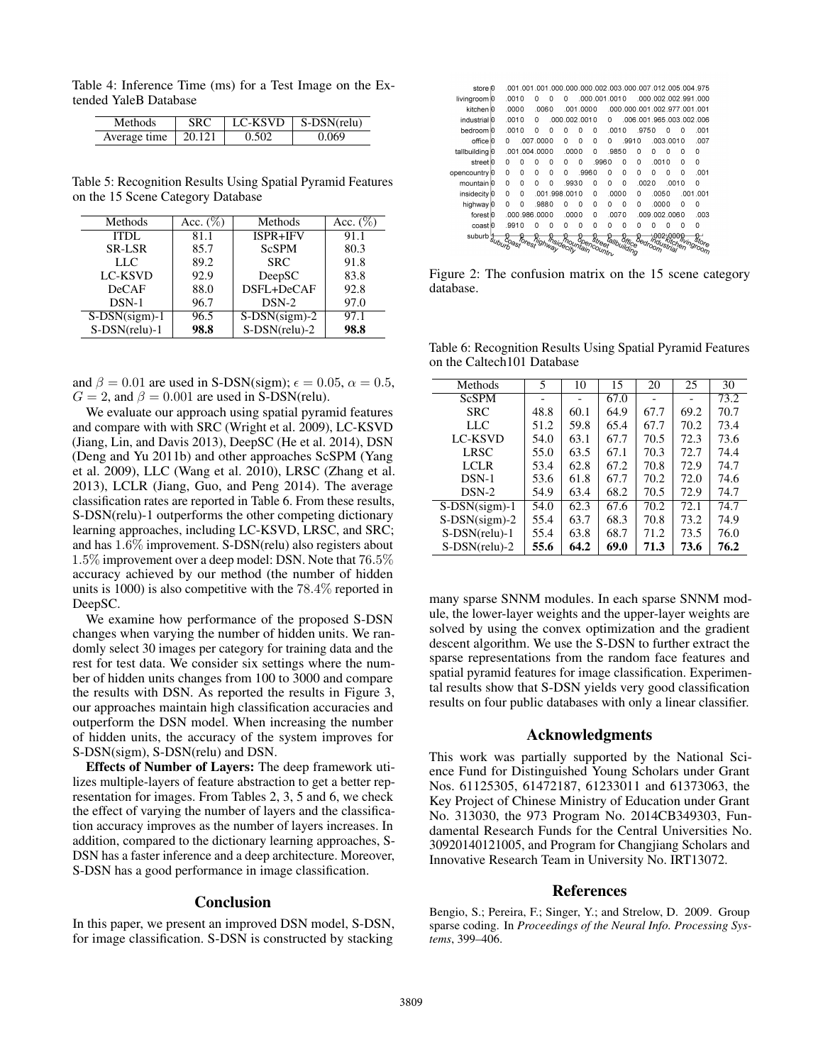Table 4: Inference Time (ms) for a Test Image on the Extended YaleB Database

| Methods | SRC | LC-KSVD | S-DSN(relu) |
|---|---|---|---|
| Average time | 20.121 | 0.502 | 0.069 |

Table 5: Recognition Results Using Spatial Pyramid Features on the 15 Scene Category Database

| Methods | Acc. (%) | Methods | Acc. (%) |
|---|---|---|---|
| ITDL | 81.1 | ISPR+IFV | 91.1 |
| SR-LSR | 85.7 | ScSPM | 80.3 |
| LLC | 89.2 | SRC | 91.8 |
| LC-KSVD | 92.9 | DeepSC | 83.8 |
| DeCAF | 88.0 | DSFL+DeCAF | 92.8 |
| DSN-1 | 96.7 | DSN-2 | 97.0 |
| S-DSN(sigm)-1 | 96.5 | S-DSN(sigm)-2 | 97.1 |
| S-DSN(relu)-1 | **98.8** | S-DSN(relu)-2 | **98.8** |

and $\beta = 0.01$ are used in S-DSN(sigm); $\epsilon = 0.05$, $\alpha = 0.5$, $G = 2$, and $\beta = 0.001$ are used in S-DSN(relu).

We evaluate our approach using spatial pyramid features and compare with with SRC (Wright et al. 2009), LC-KSVD (Jiang, Lin, and Davis 2013), DeepSC (He et al. 2014), DSN (Deng and Yu 2011b) and other approaches ScSPM (Yang et al. 2009), LLC (Wang et al. 2010), LRSC (Zhang et al. 2013), LCLR (Jiang, Guo, and Peng 2014). The average classification rates are reported in Table 6. From these results, S-DSN(relu)-1 outperforms the other competing dictionary learning approaches, including LC-KSVD, LRSC, and SRC; and has $1.6\%$ improvement. S-DSN(relu) also registers about $1.5\%$ improvement over a deep model: DSN. Note that $76.5\%$ accuracy achieved by our method (the number of hidden units is 1000) is also competitive with the $78.4\%$ reported in DeepSC.

We examine how performance of the proposed S-DSN changes when varying the number of hidden units. We randomly select 30 images per category for training data and the rest for test data. We consider six settings where the number of hidden units changes from 100 to 3000 and compare the results with DSN. As reported the results in Figure 3, our approaches maintain high classification accuracies and outperform the DSN model. When increasing the number of hidden units, the accuracy of the system improves for S-DSN(sigm), S-DSN(relu) and DSN.

**Effects of Number of Layers:** The deep framework utilizes multiple-layers of feature abstraction to get a better representation for images. From Tables 2, 3, 5 and 6, we check the effect of varying the number of layers and the classification accuracy improves as the number of layers increases. In addition, compared to the dictionary learning approaches, S-DSN has a faster inference and a deep architecture. Moreover, S-DSN has a good performance in image classification.

## Conclusion

In this paper, we present an improved DSN model, S-DSN, for image classification. S-DSN is constructed by stacking many sparse SNNM modules. In each sparse SNNM module, the lower-layer weights and the upper-layer weights are solved by using the convex optimization and the gradient descent algorithm. We use the S-DSN to further extract the sparse representations from the random face features and spatial pyramid features for image classification. Experimental results show that S-DSN yields very good classification results on four public databases with only a linear classifier.

Figure 2: The confusion matrix on the 15 scene category database.

Table 6: Recognition Results Using Spatial Pyramid Features on the Caltech101 Database

| Methods | 5 | 10 | 15 | 20 | 25 | 30 |
|---|---|---|---|---|---|---|
| ScSPM | - | - | 67.0 | - | - | 73.2 |
| SRC | 48.8 | 60.1 | 64.9 | 67.7 | 69.2 | 70.7 |
| LLC | 51.2 | 59.8 | 65.4 | 67.7 | 70.2 | 73.4 |
| LC-KSVD | 54.0 | 63.1 | 67.7 | 70.5 | 72.3 | 73.6 |
| LRSC | 55.0 | 63.5 | 67.1 | 70.3 | 72.7 | 74.4 |
| LCLR | 53.4 | 62.8 | 67.2 | 70.8 | 72.9 | 74.7 |
| DSN-1 | 53.6 | 61.8 | 67.7 | 70.2 | 72.0 | 74.6 |
| DSN-2 | 54.9 | 63.4 | 68.2 | 70.5 | 72.9 | 74.7 |
| S-DSN(sigm)-1 | 54.0 | 62.3 | 67.6 | 70.2 | 72.1 | 74.7 |
| S-DSN(sigm)-2 | 55.4 | 63.7 | 68.3 | 70.8 | 73.2 | 74.9 |
| S-DSN(relu)-1 | 55.4 | 63.8 | 68.7 | 71.2 | 73.5 | 76.0 |
| S-DSN(relu)-2 | **55.6** | **64.2** | **69.0** | **71.3** | **73.6** | **76.2** |

## Acknowledgments

This work was partially supported by the National Science Fund for Distinguished Young Scholars under Grant Nos. 61125305, 61472187, 61233011 and 61373063, the Key Project of Chinese Ministry of Education under Grant No. 313030, the 973 Program No. 2014CB349303, Fundamental Research Funds for the Central Universities No. 30920140121005, and Program for Changjiang Scholars and Innovative Research Team in University No. IRT13072.

## References

Bengio, S.; Pereira, F.; Singer, Y.; and Strelow, D. 2009. Group sparse coding. In *Proceedings of the Neural Info. Processing Systems*, 399–406.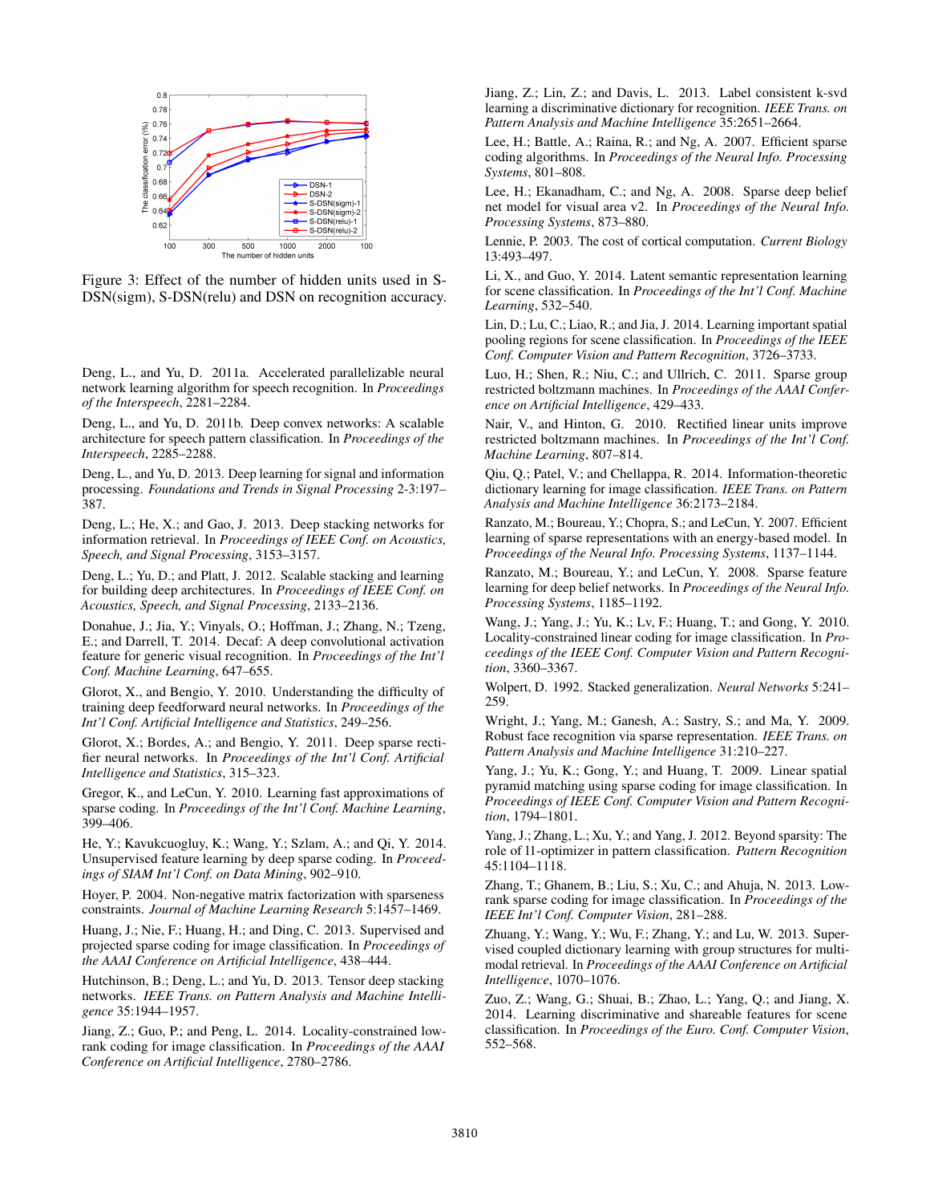The classification error (%)

0.8
0.78
0.76
0.74
0.72
0.7
0.68
0.66
0.64
0.62

100 300 500 1000 2000 100

The number of hidden units

DSN-1
DSN-2
S-DSN(sigm)-1
S-DSN(sigm)-2
S-DSN(relu)-1
S-DSN(relu)-2

Figure 3: Effect of the number of hidden units used in S-DSN(sigm), S-DSN(relu) and DSN on recognition accuracy.

Deng, L., and Yu, D. 2011a. Accelerated parallelizable neural network learning algorithm for speech recognition. In *Proceedings of the Interspeech*, 2281–2284.

Deng, L., and Yu, D. 2011b. Deep convex networks: A scalable architecture for speech pattern classification. In *Proceedings of the Interspeech*, 2285–2288.

Deng, L., and Yu, D. 2013. Deep learning for signal and information processing. *Foundations and Trends in Signal Processing* 2-3:197–387.

Deng, L.; He, X.; and Gao, J. 2013. Deep stacking networks for information retrieval. In *Proceedings of IEEE Conf. on Acoustics, Speech, and Signal Processing*, 3153–3157.

Deng, L.; Yu, D.; and Platt, J. 2012. Scalable stacking and learning for building deep architectures. In *Proceedings of IEEE Conf. on Acoustics, Speech, and Signal Processing*, 2133–2136.

Donahue, J.; Jia, Y.; Vinyals, O.; Hoffman, J.; Zhang, N.; Tzeng, E.; and Darrell, T. 2014. Decaf: A deep convolutional activation feature for generic visual recognition. In *Proceedings of the Int'l Conf. Machine Learning*, 647–655.

Glorot, X., and Bengio, Y. 2010. Understanding the difficulty of training deep feedforward neural networks. In *Proceedings of the Int'l Conf. Artificial Intelligence and Statistics*, 249–256.

Glorot, X.; Bordes, A.; and Bengio, Y. 2011. Deep sparse rectifier neural networks. In *Proceedings of the Int'l Conf. Artificial Intelligence and Statistics*, 315–323.

Gregor, K., and LeCun, Y. 2010. Learning fast approximations of sparse coding. In *Proceedings of the Int'l Conf. Machine Learning*, 399–406.

He, Y.; Kavukcuogluy, K.; Wang, Y.; Szlam, A.; and Qi, Y. 2014. Unsupervised feature learning by deep sparse coding. In *Proceedings of SIAM Int'l Conf. on Data Mining*, 902–910.

Hoyer, P. 2004. Non-negative matrix factorization with sparseness constraints. *Journal of Machine Learning Research* 5:1457–1469.

Huang, J.; Nie, F.; Huang, H.; and Ding, C. 2013. Supervised and projected sparse coding for image classification. In *Proceedings of the AAAI Conference on Artificial Intelligence*, 438–444.

Hutchinson, B.; Deng, L.; and Yu, D. 2013. Tensor deep stacking networks. *IEEE Trans. on Pattern Analysis and Machine Intelligence* 35:1944–1957.

Jiang, Z.; Guo, P.; and Peng, L. 2014. Locality-constrained low-rank coding for image classification. In *Proceedings of the AAAI Conference on Artificial Intelligence*, 2780–2786.

Jiang, Z.; Lin, Z.; and Davis, L. 2013. Label consistent k-svd learning a discriminative dictionary for recognition. *IEEE Trans. on Pattern Analysis and Machine Intelligence* 35:2651–2664.

Lee, H.; Battle, A.; Raina, R.; and Ng, A. 2007. Efficient sparse coding algorithms. In *Proceedings of the Neural Info. Processing Systems*, 801–808.

Lee, H.; Ekanadham, C.; and Ng, A. 2008. Sparse deep belief net model for visual area v2. In *Proceedings of the Neural Info. Processing Systems*, 873–880.

Lennie, P. 2003. The cost of cortical computation. *Current Biology* 13:493–497.

Li, X., and Guo, Y. 2014. Latent semantic representation learning for scene classification. In *Proceedings of the Int'l Conf. Machine Learning*, 532–540.

Lin, D.; Lu, C.; Liao, R.; and Jia, J. 2014. Learning important spatial pooling regions for scene classification. In *Proceedings of the IEEE Conf. Computer Vision and Pattern Recognition*, 3726–3733.

Luo, H.; Shen, R.; Niu, C.; and Ullrich, C. 2011. Sparse group restricted boltzmann machines. In *Proceedings of the AAAI Conference on Artificial Intelligence*, 429–433.

Nair, V., and Hinton, G. 2010. Rectified linear units improve restricted boltzmann machines. In *Proceedings of the Int'l Conf. Machine Learning*, 807–814.

Qiu, Q.; Patel, V.; and Chellappa, R. 2014. Information-theoretic dictionary learning for image classification. *IEEE Trans. on Pattern Analysis and Machine Intelligence* 36:2173–2184.

Ranzato, M.; Boureau, Y.; Chopra, S.; and LeCun, Y. 2007. Efficient learning of sparse representations with an energy-based model. In *Proceedings of the Neural Info. Processing Systems*, 1137–1144.

Ranzato, M.; Boureau, Y.; and LeCun, Y. 2008. Sparse feature learning for deep belief networks. In *Proceedings of the Neural Info. Processing Systems*, 1185–1192.

Wang, J.; Yang, J.; Yu, K.; Lv, F.; Huang, T.; and Gong, Y. 2010. Locality-constrained linear coding for image classification. In *Proceedings of the IEEE Conf. Computer Vision and Pattern Recognition*, 3360–3367.

Wolpert, D. 1992. Stacked generalization. *Neural Networks* 5:241–259.

Wright, J.; Yang, M.; Ganesh, A.; Sastry, S.; and Ma, Y. 2009. Robust face recognition via sparse representation. *IEEE Trans. on Pattern Analysis and Machine Intelligence* 31:210–227.

Yang, J.; Yu, K.; Gong, Y.; and Huang, T. 2009. Linear spatial pyramid matching using sparse coding for image classification. In *Proceedings of IEEE Conf. Computer Vision and Pattern Recognition*, 1794–1801.

Yang, J.; Zhang, L.; Xu, Y.; and Yang, J. 2012. Beyond sparsity: The role of l1-optimizer in pattern classification. *Pattern Recognition* 45:1104–1118.

Zhang, T.; Ghanem, B.; Liu, S.; Xu, C.; and Ahuja, N. 2013. Low-rank sparse coding for image classification. In *Proceedings of the IEEE Int'l Conf. Computer Vision*, 281–288.

Zhuang, Y.; Wang, Y.; Wu, F.; Zhang, Y.; and Lu, W. 2013. Supervised coupled dictionary learning with group structures for multi-modal retrieval. In *Proceedings of the AAAI Conference on Artificial Intelligence*, 1070–1076.

Zuo, Z.; Wang, G.; Shuai, B.; Zhao, L.; Yang, Q.; and Jiang, X. 2014. Learning discriminative and shareable features for scene classification. In *Proceedings of the Euro. Conf. Computer Vision*, 552–568.